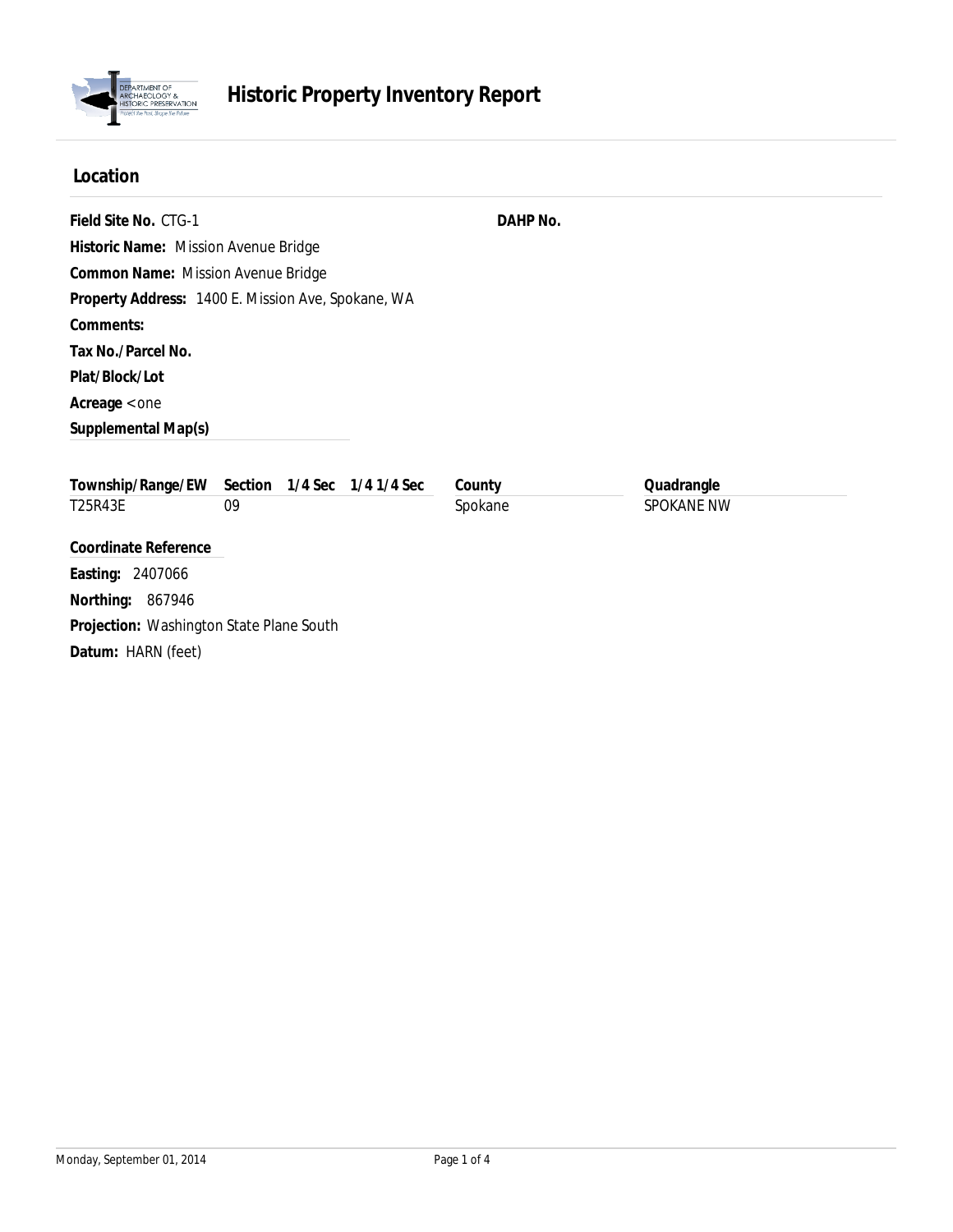# Historic Property Inventory Report

## Location

**Field Site No.** CTG-1

**DAHP No.**

**Historic Name:** Mission Avenue Bridge

**Common Name:** Mission Avenue Bridge

**Property Address:** 1400 E. Mission Ave, Spokane, WA

**Comments:**

**Tax No./Parcel No.**

**Plat/Block/Lot**

**Acreage** < one

**Supplemental Map(s)**

| Township/Range/EW | Section | 1/4 Sec | 1/4 1/4 Sec | County | Quadrangle |
|---|---|---|---|---|---|
| T25R43E | 09 | | | Spokane | SPOKANE NW |

**Coordinate Reference**

**Easting:** 2407066

**Northing:** 867946

**Projection:** Washington State Plane South

**Datum:** HARN (feet)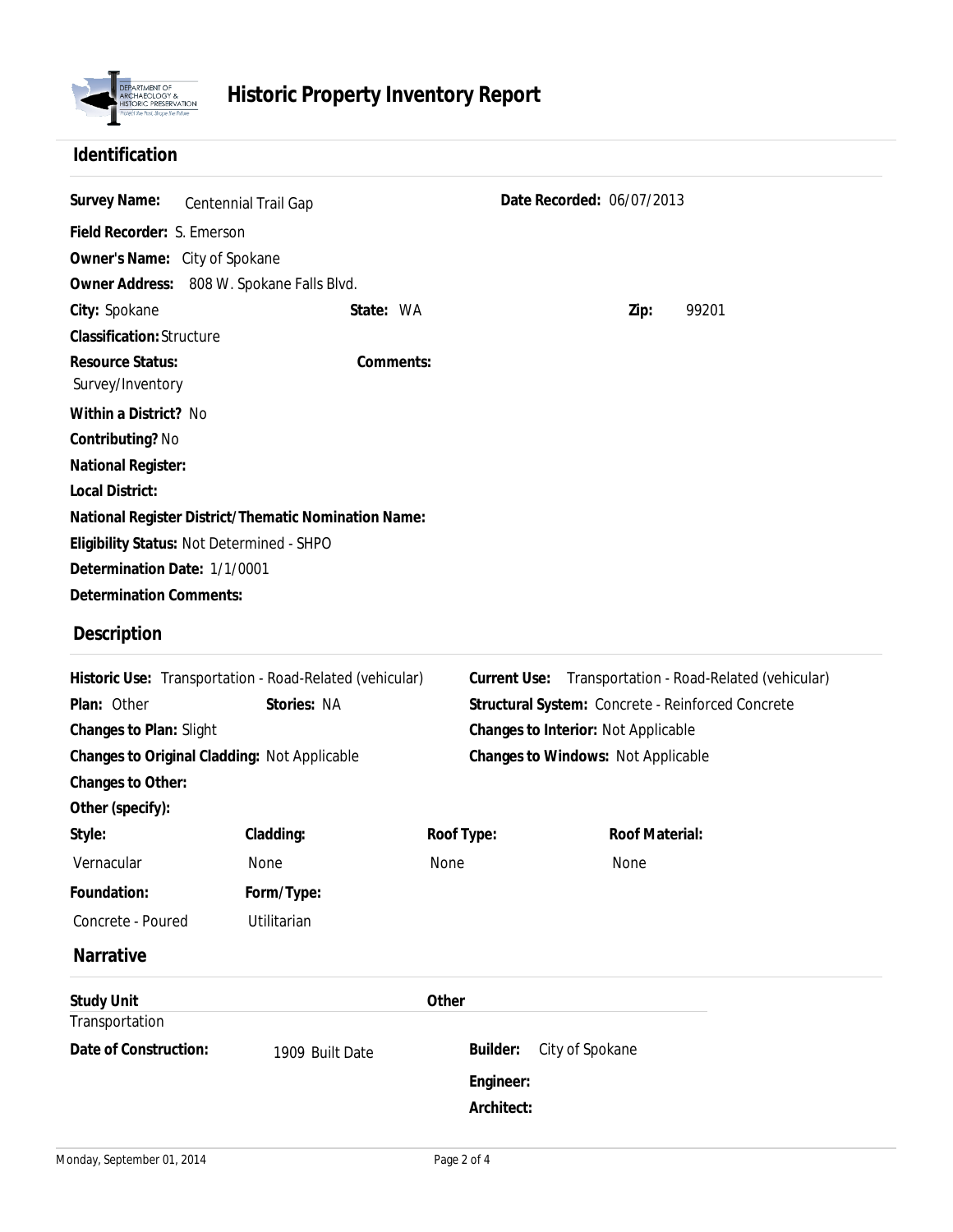# Historic Property Inventory Report

## Identification

**Survey Name:** Centennial Trail Gap

**Date Recorded:** 06/07/2013

**Field Recorder:** S. Emerson

**Owner's Name:** City of Spokane

**Owner Address:** 808 W. Spokane Falls Blvd.

**City:** Spokane **State:** WA **Zip:** 99201

**Classification:** Structure

**Resource Status:** Survey/Inventory

**Comments:**

**Within a District?** No

**Contributing?** No

**National Register:**

**Local District:**

**National Register District/Thematic Nomination Name:**

**Eligibility Status:** Not Determined - SHPO

**Determination Date:** 1/1/0001

**Determination Comments:**

## Description

**Historic Use:** Transportation - Road-Related (vehicular)

**Current Use:** Transportation - Road-Related (vehicular)

**Plan:** Other **Stories:** NA

**Structural System:** Concrete - Reinforced Concrete

**Changes to Plan:** Slight

**Changes to Interior:** Not Applicable

**Changes to Original Cladding:** Not Applicable

**Changes to Windows:** Not Applicable

**Changes to Other:**

**Other (specify):**

| Style: | Cladding: | Roof Type: | Roof Material: |
|---|---|---|---|
| Vernacular | None | None | None |

| Foundation: | Form/Type: |
|---|---|
| Concrete - Poured | Utilitarian |

## Narrative

**Study Unit**
Transportation

**Other**

**Date of Construction:** 1909 Built Date

**Builder:** City of Spokane

**Engineer:**

**Architect:**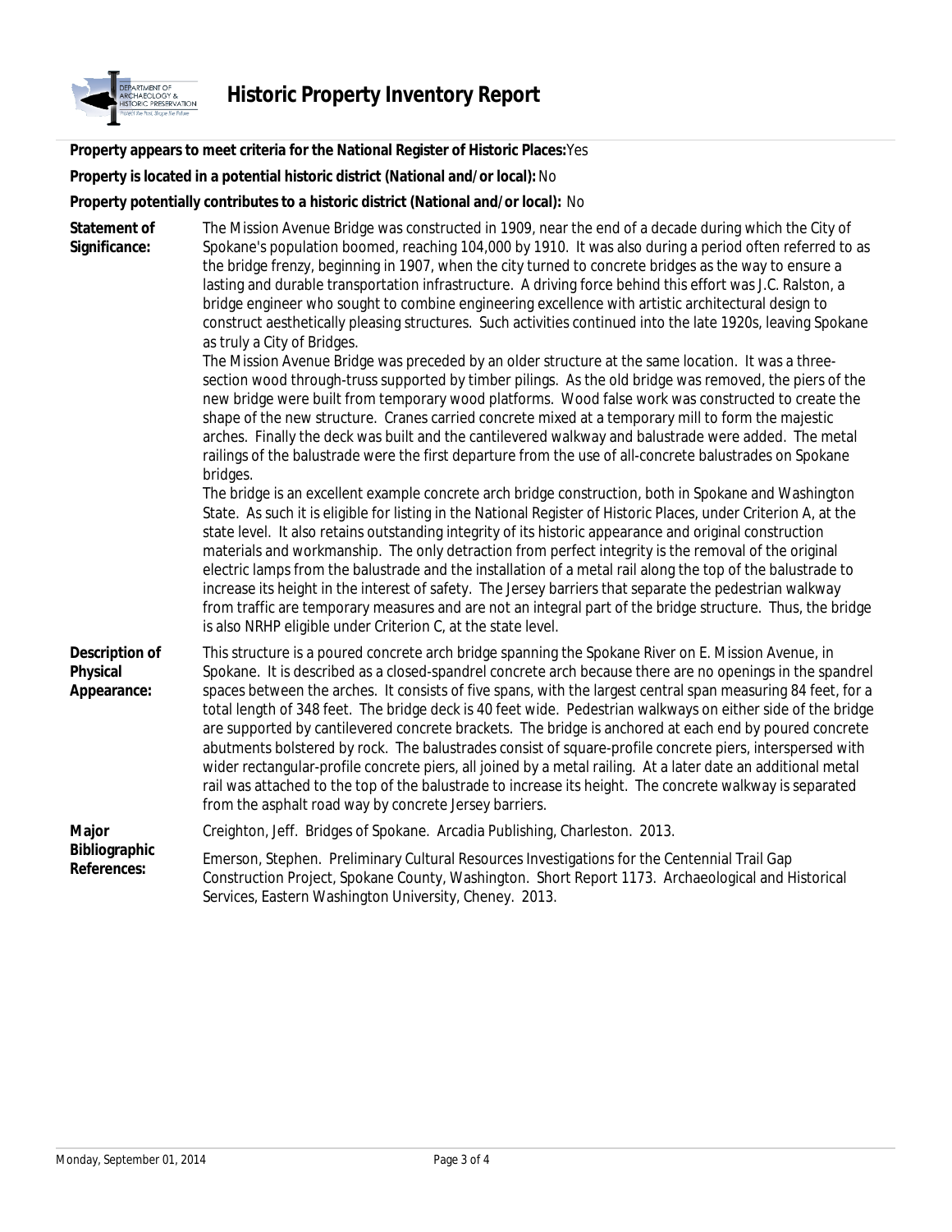# Historic Property Inventory Report

**Property appears to meet criteria for the National Register of Historic Places:** Yes

**Property is located in a potential historic district (National and/or local):** No

**Property potentially contributes to a historic district (National and/or local):** No

**Statement of Significance:**

The Mission Avenue Bridge was constructed in 1909, near the end of a decade during which the City of Spokane's population boomed, reaching 104,000 by 1910. It was also during a period often referred to as the bridge frenzy, beginning in 1907, when the city turned to concrete bridges as the way to ensure a lasting and durable transportation infrastructure. A driving force behind this effort was J.C. Ralston, a bridge engineer who sought to combine engineering excellence with artistic architectural design to construct aesthetically pleasing structures. Such activities continued into the late 1920s, leaving Spokane as truly a City of Bridges.

The Mission Avenue Bridge was preceded by an older structure at the same location. It was a three-section wood through-truss supported by timber pilings. As the old bridge was removed, the piers of the new bridge were built from temporary wood platforms. Wood false work was constructed to create the shape of the new structure. Cranes carried concrete mixed at a temporary mill to form the majestic arches. Finally the deck was built and the cantilevered walkway and balustrade were added. The metal railings of the balustrade were the first departure from the use of all-concrete balustrades on Spokane bridges.

The bridge is an excellent example concrete arch bridge construction, both in Spokane and Washington State. As such it is eligible for listing in the National Register of Historic Places, under Criterion A, at the state level. It also retains outstanding integrity of its historic appearance and original construction materials and workmanship. The only detraction from perfect integrity is the removal of the original electric lamps from the balustrade and the installation of a metal rail along the top of the balustrade to increase its height in the interest of safety. The Jersey barriers that separate the pedestrian walkway from traffic are temporary measures and are not an integral part of the bridge structure. Thus, the bridge is also NRHP eligible under Criterion C, at the state level.

**Description of Physical Appearance:**

This structure is a poured concrete arch bridge spanning the Spokane River on E. Mission Avenue, in Spokane. It is described as a closed-spandrel concrete arch because there are no openings in the spandrel spaces between the arches. It consists of five spans, with the largest central span measuring 84 feet, for a total length of 348 feet. The bridge deck is 40 feet wide. Pedestrian walkways on either side of the bridge are supported by cantilevered concrete brackets. The bridge is anchored at each end by poured concrete abutments bolstered by rock. The balustrades consist of square-profile concrete piers, interspersed with wider rectangular-profile concrete piers, all joined by a metal railing. At a later date an additional metal rail was attached to the top of the balustrade to increase its height. The concrete walkway is separated from the asphalt road way by concrete Jersey barriers.

**Major Bibliographic References:**

Creighton, Jeff. Bridges of Spokane. Arcadia Publishing, Charleston. 2013.

Emerson, Stephen. Preliminary Cultural Resources Investigations for the Centennial Trail Gap Construction Project, Spokane County, Washington. Short Report 1173. Archaeological and Historical Services, Eastern Washington University, Cheney. 2013.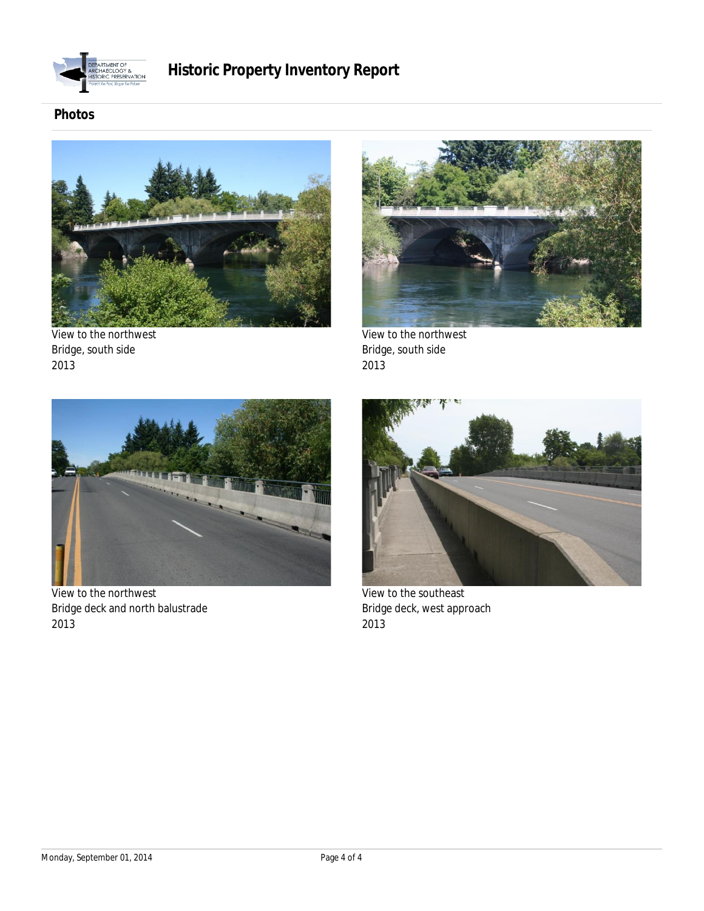# Historic Property Inventory Report

## Photos

View to the northwest
Bridge, south side
2013

View to the northwest
Bridge, south side
2013

View to the northwest
Bridge deck and north balustrade
2013

View to the southeast
Bridge deck, west approach
2013